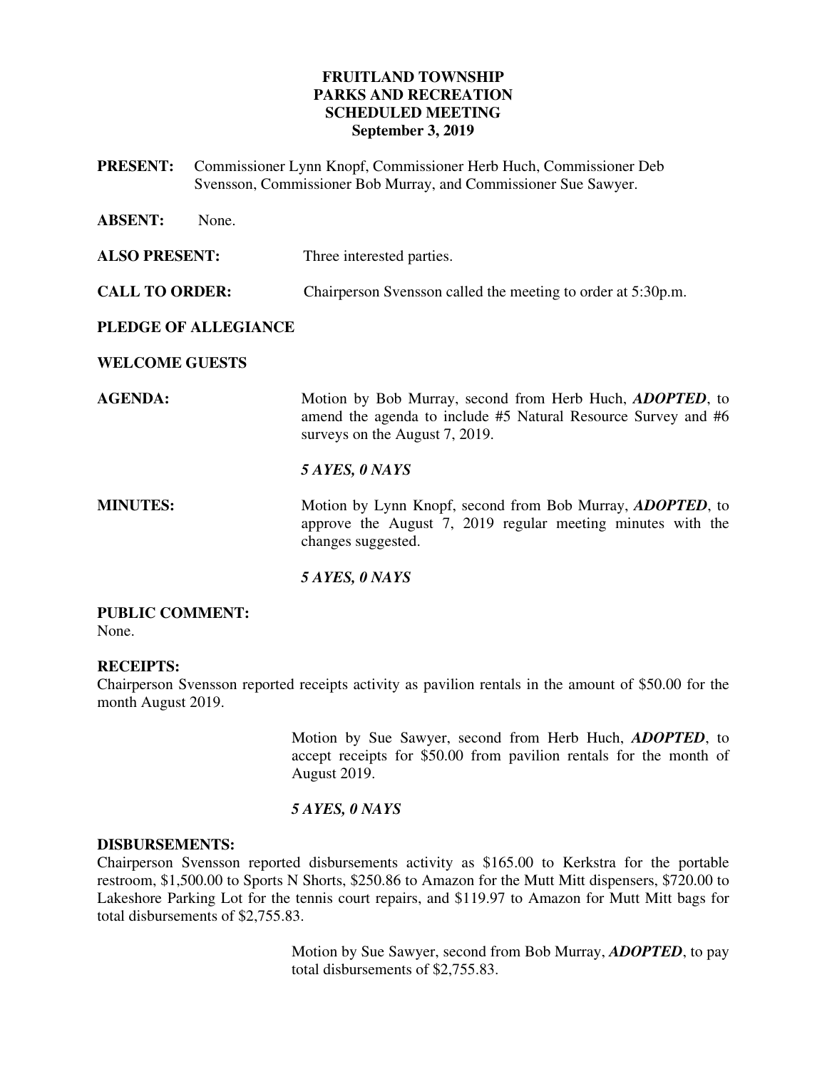**FRUITLAND TOWNSHIP**
**PARKS AND RECREATION**
**SCHEDULED MEETING**
**September 3, 2019**

**PRESENT:** Commissioner Lynn Knopf, Commissioner Herb Huch, Commissioner Deb Svensson, Commissioner Bob Murray, and Commissioner Sue Sawyer.

**ABSENT:** None.

**ALSO PRESENT:** Three interested parties.

**CALL TO ORDER:** Chairperson Svensson called the meeting to order at 5:30p.m.

**PLEDGE OF ALLEGIANCE**

**WELCOME GUESTS**

**AGENDA:** Motion by Bob Murray, second from Herb Huch, ***ADOPTED***, to amend the agenda to include #5 Natural Resource Survey and #6 surveys on the August 7, 2019.

***5 AYES, 0 NAYS***

**MINUTES:** Motion by Lynn Knopf, second from Bob Murray, ***ADOPTED***, to approve the August 7, 2019 regular meeting minutes with the changes suggested.

***5 AYES, 0 NAYS***

**PUBLIC COMMENT:**
None.

**RECEIPTS:**
Chairperson Svensson reported receipts activity as pavilion rentals in the amount of $50.00 for the month August 2019.

Motion by Sue Sawyer, second from Herb Huch, ***ADOPTED***, to accept receipts for $50.00 from pavilion rentals for the month of August 2019.

***5 AYES, 0 NAYS***

**DISBURSEMENTS:**
Chairperson Svensson reported disbursements activity as $165.00 to Kerkstra for the portable restroom, $1,500.00 to Sports N Shorts, $250.86 to Amazon for the Mutt Mitt dispensers, $720.00 to Lakeshore Parking Lot for the tennis court repairs, and $119.97 to Amazon for Mutt Mitt bags for total disbursements of $2,755.83.

Motion by Sue Sawyer, second from Bob Murray, ***ADOPTED***, to pay total disbursements of $2,755.83.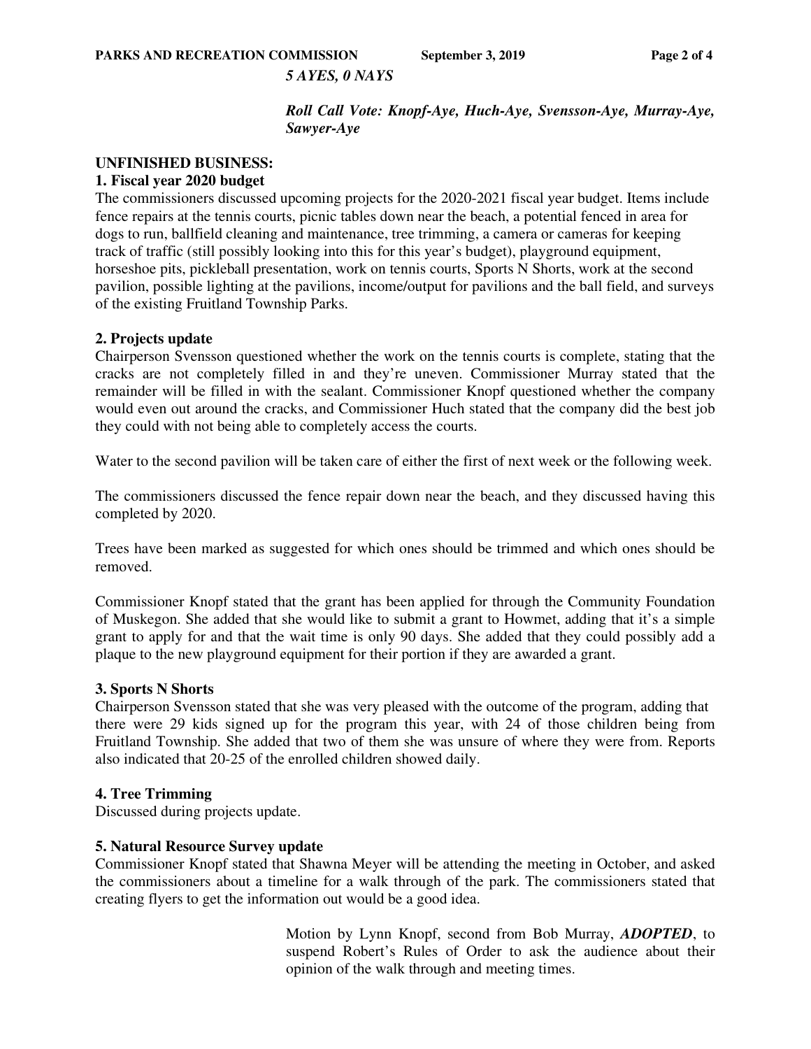*5 AYES, 0 NAYS*

***Roll Call Vote: Knopf-Aye, Huch-Aye, Svensson-Aye, Murray-Aye, Sawyer-Aye***

**UNFINISHED BUSINESS:**

**1. Fiscal year 2020 budget**

The commissioners discussed upcoming projects for the 2020-2021 fiscal year budget. Items include fence repairs at the tennis courts, picnic tables down near the beach, a potential fenced in area for dogs to run, ballfield cleaning and maintenance, tree trimming, a camera or cameras for keeping track of traffic (still possibly looking into this for this year's budget), playground equipment, horseshoe pits, pickleball presentation, work on tennis courts, Sports N Shorts, work at the second pavilion, possible lighting at the pavilions, income/output for pavilions and the ball field, and surveys of the existing Fruitland Township Parks.

**2. Projects update**

Chairperson Svensson questioned whether the work on the tennis courts is complete, stating that the cracks are not completely filled in and they're uneven. Commissioner Murray stated that the remainder will be filled in with the sealant. Commissioner Knopf questioned whether the company would even out around the cracks, and Commissioner Huch stated that the company did the best job they could with not being able to completely access the courts.

Water to the second pavilion will be taken care of either the first of next week or the following week.

The commissioners discussed the fence repair down near the beach, and they discussed having this completed by 2020.

Trees have been marked as suggested for which ones should be trimmed and which ones should be removed.

Commissioner Knopf stated that the grant has been applied for through the Community Foundation of Muskegon. She added that she would like to submit a grant to Howmet, adding that it's a simple grant to apply for and that the wait time is only 90 days. She added that they could possibly add a plaque to the new playground equipment for their portion if they are awarded a grant.

**3. Sports N Shorts**

Chairperson Svensson stated that she was very pleased with the outcome of the program, adding that there were 29 kids signed up for the program this year, with 24 of those children being from Fruitland Township. She added that two of them she was unsure of where they were from. Reports also indicated that 20-25 of the enrolled children showed daily.

**4. Tree Trimming**

Discussed during projects update.

**5. Natural Resource Survey update**

Commissioner Knopf stated that Shawna Meyer will be attending the meeting in October, and asked the commissioners about a timeline for a walk through of the park. The commissioners stated that creating flyers to get the information out would be a good idea.

Motion by Lynn Knopf, second from Bob Murray, ***ADOPTED***, to suspend Robert's Rules of Order to ask the audience about their opinion of the walk through and meeting times.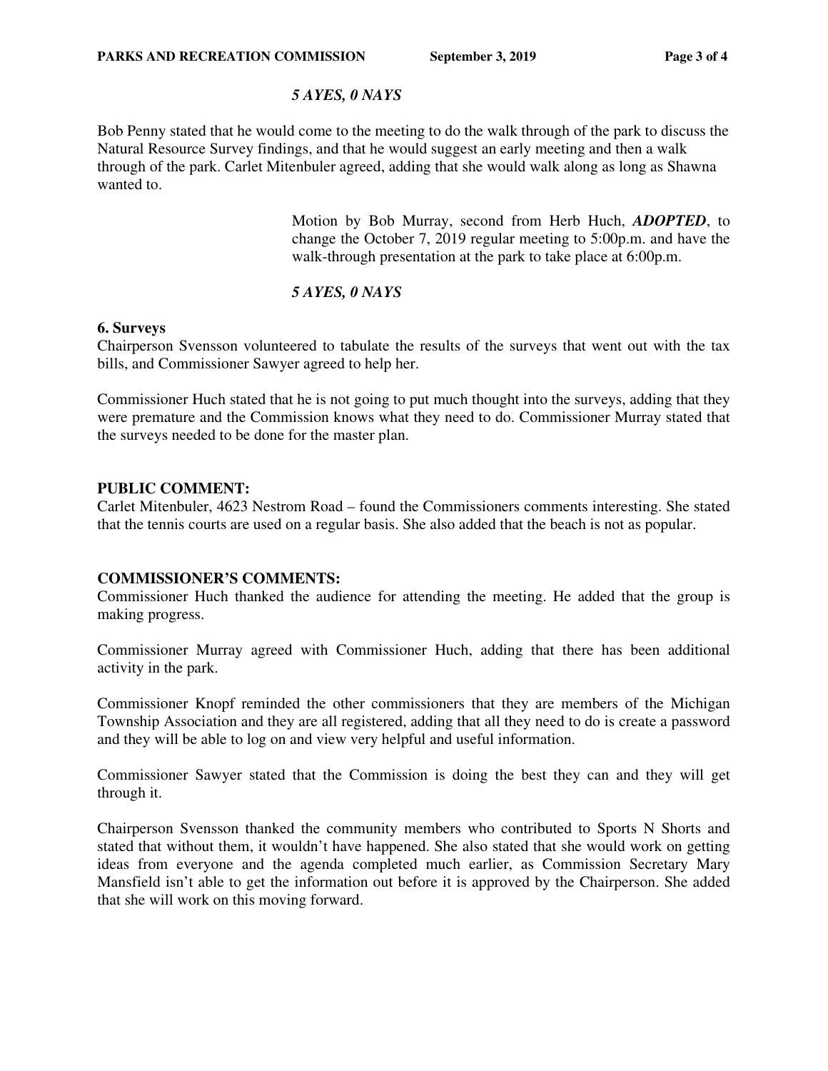***5 AYES, 0 NAYS***

Bob Penny stated that he would come to the meeting to do the walk through of the park to discuss the Natural Resource Survey findings, and that he would suggest an early meeting and then a walk through of the park. Carlet Mitenbuler agreed, adding that she would walk along as long as Shawna wanted to.

> Motion by Bob Murray, second from Herb Huch, ***ADOPTED***, to change the October 7, 2019 regular meeting to 5:00p.m. and have the walk-through presentation at the park to take place at 6:00p.m.

***5 AYES, 0 NAYS***

**6. Surveys**

Chairperson Svensson volunteered to tabulate the results of the surveys that went out with the tax bills, and Commissioner Sawyer agreed to help her.

Commissioner Huch stated that he is not going to put much thought into the surveys, adding that they were premature and the Commission knows what they need to do. Commissioner Murray stated that the surveys needed to be done for the master plan.

**PUBLIC COMMENT:**

Carlet Mitenbuler, 4623 Nestrom Road – found the Commissioners comments interesting. She stated that the tennis courts are used on a regular basis. She also added that the beach is not as popular.

**COMMISSIONER'S COMMENTS:**

Commissioner Huch thanked the audience for attending the meeting. He added that the group is making progress.

Commissioner Murray agreed with Commissioner Huch, adding that there has been additional activity in the park.

Commissioner Knopf reminded the other commissioners that they are members of the Michigan Township Association and they are all registered, adding that all they need to do is create a password and they will be able to log on and view very helpful and useful information.

Commissioner Sawyer stated that the Commission is doing the best they can and they will get through it.

Chairperson Svensson thanked the community members who contributed to Sports N Shorts and stated that without them, it wouldn't have happened. She also stated that she would work on getting ideas from everyone and the agenda completed much earlier, as Commission Secretary Mary Mansfield isn't able to get the information out before it is approved by the Chairperson. She added that she will work on this moving forward.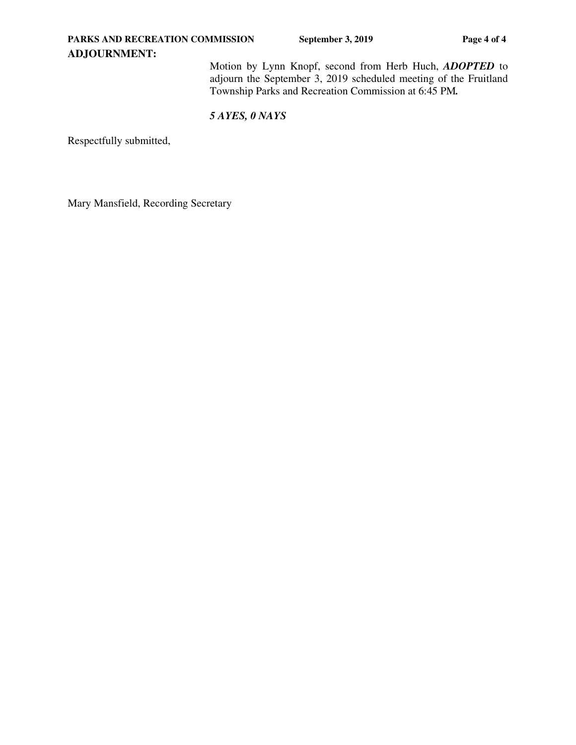**ADJOURNMENT:**

Motion by Lynn Knopf, second from Herb Huch, ***ADOPTED*** to adjourn the September 3, 2019 scheduled meeting of the Fruitland Township Parks and Recreation Commission at 6:45 PM**.**

***5 AYES, 0 NAYS***

Respectfully submitted,

Mary Mansfield, Recording Secretary